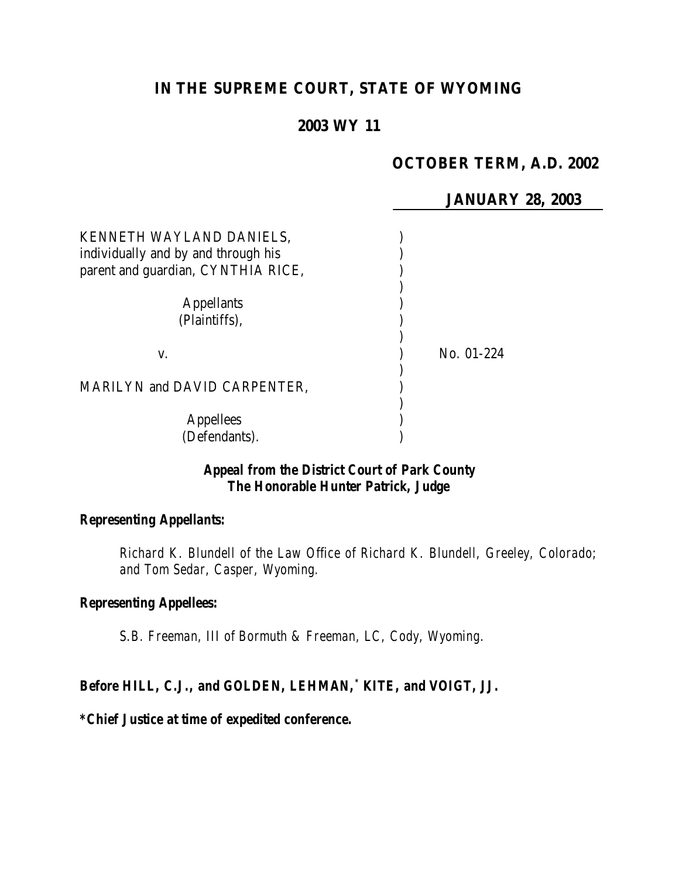# IN THE SUPREME COURT, STATE OF WYOMING

## 2003 WY 11

**OCTOBER TERM, A.D. 2002**

**JANUARY 28, 2003**

| | |
|---|---|
| KENNETH WAYLAND DANIELS, individually and by and through his parent and guardian, CYNTHIA RICE, | |
| Appellants (Plaintiffs), | |
| v. | No. 01-224 |
| MARILYN and DAVID CARPENTER, | |
| Appellees (Defendants). | |

***Appeal from the District Court of Park County***
***The Honorable Hunter Patrick, Judge***

***Representing Appellants:***

*Richard K. Blundell of the Law Office of Richard K. Blundell, Greeley, Colorado; and Tom Sedar, Casper, Wyoming.*

***Representing Appellees:***

*S.B. Freeman, III of Bormuth & Freeman, LC, Cody, Wyoming.*

***Before HILL, C.J., and GOLDEN, LEHMAN,\* KITE, and VOIGT, JJ.***

***\*Chief Justice at time of expedited conference.***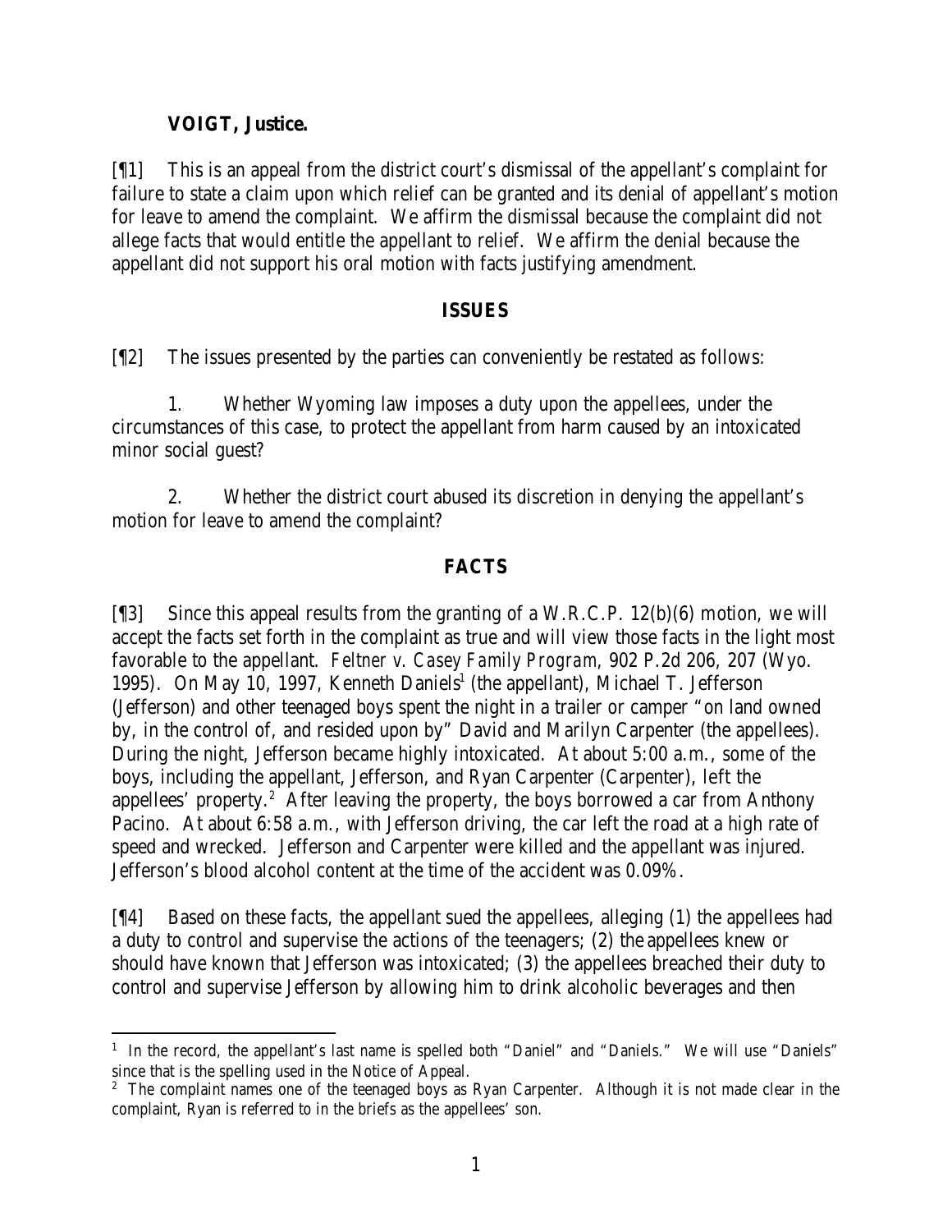**VOIGT, Justice.**

[¶1] This is an appeal from the district court's dismissal of the appellant's complaint for failure to state a claim upon which relief can be granted and its denial of appellant's motion for leave to amend the complaint. We affirm the dismissal because the complaint did not allege facts that would entitle the appellant to relief. We affirm the denial because the appellant did not support his oral motion with facts justifying amendment.

## ISSUES

[¶2] The issues presented by the parties can conveniently be restated as follows:

1. Whether Wyoming law imposes a duty upon the appellees, under the circumstances of this case, to protect the appellant from harm caused by an intoxicated minor social guest?

2. Whether the district court abused its discretion in denying the appellant's motion for leave to amend the complaint?

## FACTS

[¶3] Since this appeal results from the granting of a W.R.C.P. 12(b)(6) motion, we will accept the facts set forth in the complaint as true and will view those facts in the light most favorable to the appellant. *Feltner v. Casey Family Program*, 902 P.2d 206, 207 (Wyo. 1995). On May 10, 1997, Kenneth Daniels[1] (the appellant), Michael T. Jefferson (Jefferson) and other teenaged boys spent the night in a trailer or camper "on land owned by, in the control of, and resided upon by" David and Marilyn Carpenter (the appellees). During the night, Jefferson became highly intoxicated. At about 5:00 a.m., some of the boys, including the appellant, Jefferson, and Ryan Carpenter (Carpenter), left the appellees' property.[2] After leaving the property, the boys borrowed a car from Anthony Pacino. At about 6:58 a.m., with Jefferson driving, the car left the road at a high rate of speed and wrecked. Jefferson and Carpenter were killed and the appellant was injured. Jefferson's blood alcohol content at the time of the accident was 0.09%.

[¶4] Based on these facts, the appellant sued the appellees, alleging (1) the appellees had a duty to control and supervise the actions of the teenagers; (2) the appellees knew or should have known that Jefferson was intoxicated; (3) the appellees breached their duty to control and supervise Jefferson by allowing him to drink alcoholic beverages and then

---

[1] In the record, the appellant's last name is spelled both "Daniel" and "Daniels." We will use "Daniels" since that is the spelling used in the Notice of Appeal.

[2] The complaint names one of the teenaged boys as Ryan Carpenter. Although it is not made clear in the complaint, Ryan is referred to in the briefs as the appellees' son.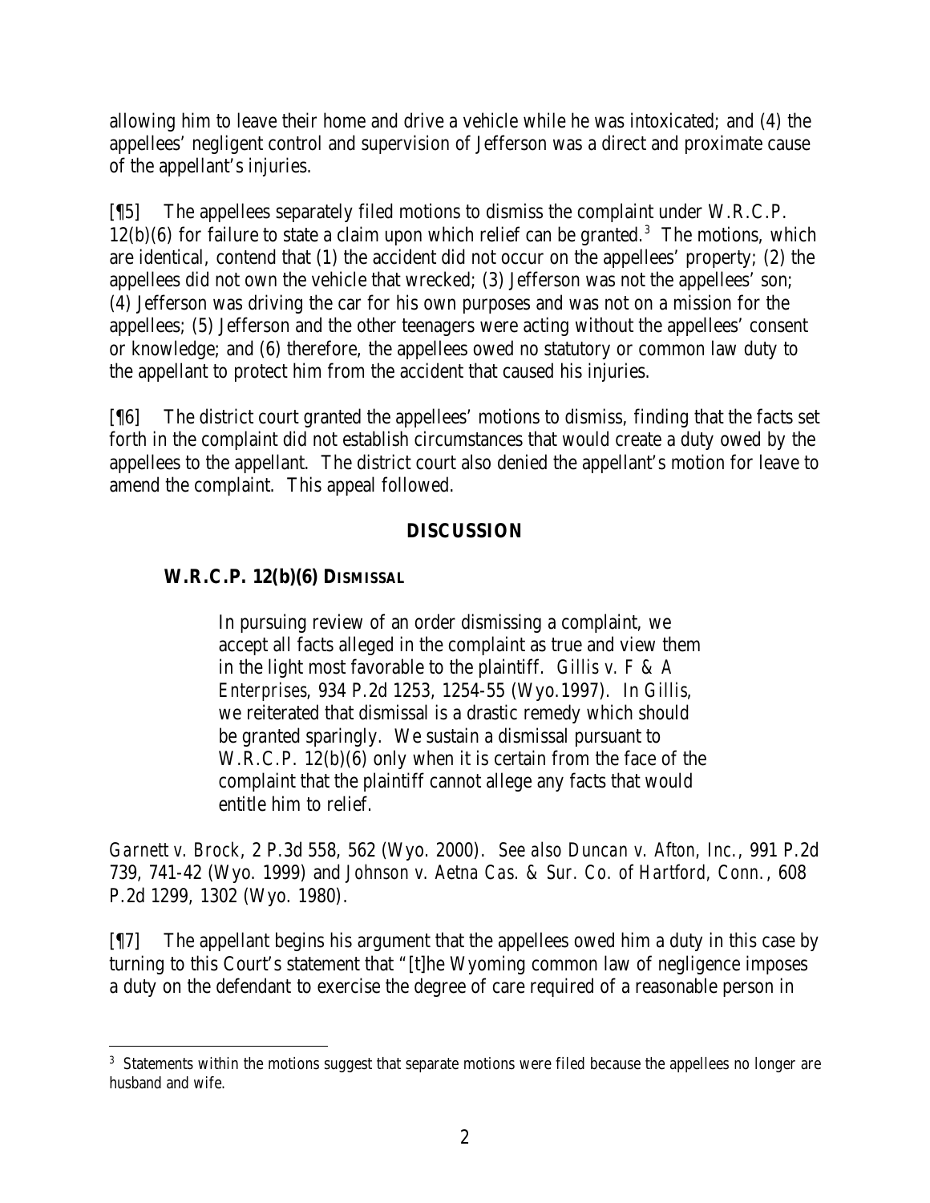allowing him to leave their home and drive a vehicle while he was intoxicated; and (4) the appellees' negligent control and supervision of Jefferson was a direct and proximate cause of the appellant's injuries.

[¶5] The appellees separately filed motions to dismiss the complaint under W.R.C.P. 12(b)(6) for failure to state a claim upon which relief can be granted.[3] The motions, which are identical, contend that (1) the accident did not occur on the appellees' property; (2) the appellees did not own the vehicle that wrecked; (3) Jefferson was not the appellees' son; (4) Jefferson was driving the car for his own purposes and was not on a mission for the appellees; (5) Jefferson and the other teenagers were acting without the appellees' consent or knowledge; and (6) therefore, the appellees owed no statutory or common law duty to the appellant to protect him from the accident that caused his injuries.

[¶6] The district court granted the appellees' motions to dismiss, finding that the facts set forth in the complaint did not establish circumstances that would create a duty owed by the appellees to the appellant. The district court also denied the appellant's motion for leave to amend the complaint. This appeal followed.

## DISCUSSION

### W.R.C.P. 12(b)(6) DISMISSAL

> In pursuing review of an order dismissing a complaint, we accept all facts alleged in the complaint as true and view them in the light most favorable to the plaintiff. *Gillis v. F & A Enterprises*, 934 P.2d 1253, 1254-55 (Wyo.1997). In *Gillis*, we reiterated that dismissal is a drastic remedy which should be granted sparingly. We sustain a dismissal pursuant to W.R.C.P. 12(b)(6) only when it is certain from the face of the complaint that the plaintiff cannot allege any facts that would entitle him to relief.

*Garnett v. Brock*, 2 P.3d 558, 562 (Wyo. 2000). *See also Duncan v. Afton, Inc.*, 991 P.2d 739, 741-42 (Wyo. 1999) and *Johnson v. Aetna Cas. & Sur. Co. of Hartford, Conn.*, 608 P.2d 1299, 1302 (Wyo. 1980).

[¶7] The appellant begins his argument that the appellees owed him a duty in this case by turning to this Court's statement that "[t]he Wyoming common law of negligence imposes a duty on the defendant to exercise the degree of care required of a reasonable person in

[3] Statements within the motions suggest that separate motions were filed because the appellees no longer are husband and wife.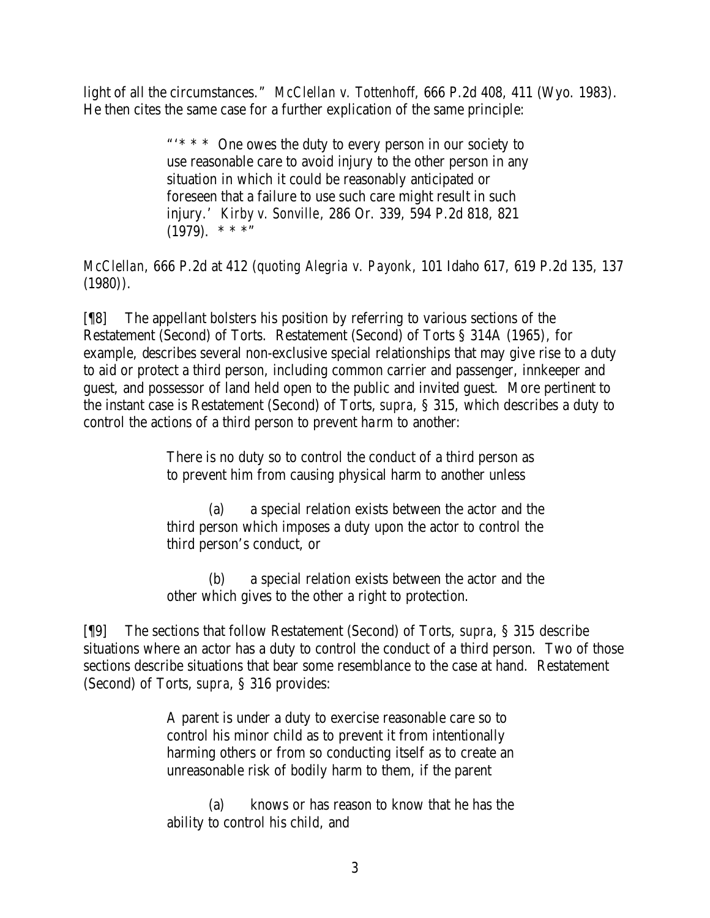light of all the circumstances." *McClellan v. Tottenhoff*, 666 P.2d 408, 411 (Wyo. 1983). He then cites the same case for a further explication of the same principle:

> "'* * * One owes the duty to every person in our society to use reasonable care to avoid injury to the other person in any situation in which it could be reasonably anticipated or foreseen that a failure to use such care might result in such injury.' *Kirby v. Sonville*, 286 Or. 339, 594 P.2d 818, 821 (1979). * * *"

*McClellan*, 666 P.2d at 412 (*quoting Alegria v. Payonk*, 101 Idaho 617, 619 P.2d 135, 137 (1980)).

[¶8] The appellant bolsters his position by referring to various sections of the Restatement (Second) of Torts. Restatement (Second) of Torts § 314A (1965), for example, describes several non-exclusive special relationships that may give rise to a duty to aid or protect a third person, including common carrier and passenger, innkeeper and guest, and possessor of land held open to the public and invited guest. More pertinent to the instant case is Restatement (Second) of Torts, *supra*, § 315, which describes a duty to control the actions of a third person to prevent harm to another:

> There is no duty so to control the conduct of a third person as to prevent him from causing physical harm to another unless
>
> (a) a special relation exists between the actor and the third person which imposes a duty upon the actor to control the third person's conduct, or
>
> (b) a special relation exists between the actor and the other which gives to the other a right to protection.

[¶9] The sections that follow Restatement (Second) of Torts, *supra*, § 315 describe situations where an actor has a duty to control the conduct of a third person. Two of those sections describe situations that bear some resemblance to the case at hand. Restatement (Second) of Torts, *supra*, § 316 provides:

> A parent is under a duty to exercise reasonable care so to control his minor child as to prevent it from intentionally harming others or from so conducting itself as to create an unreasonable risk of bodily harm to them, if the parent
>
> (a) knows or has reason to know that he has the ability to control his child, and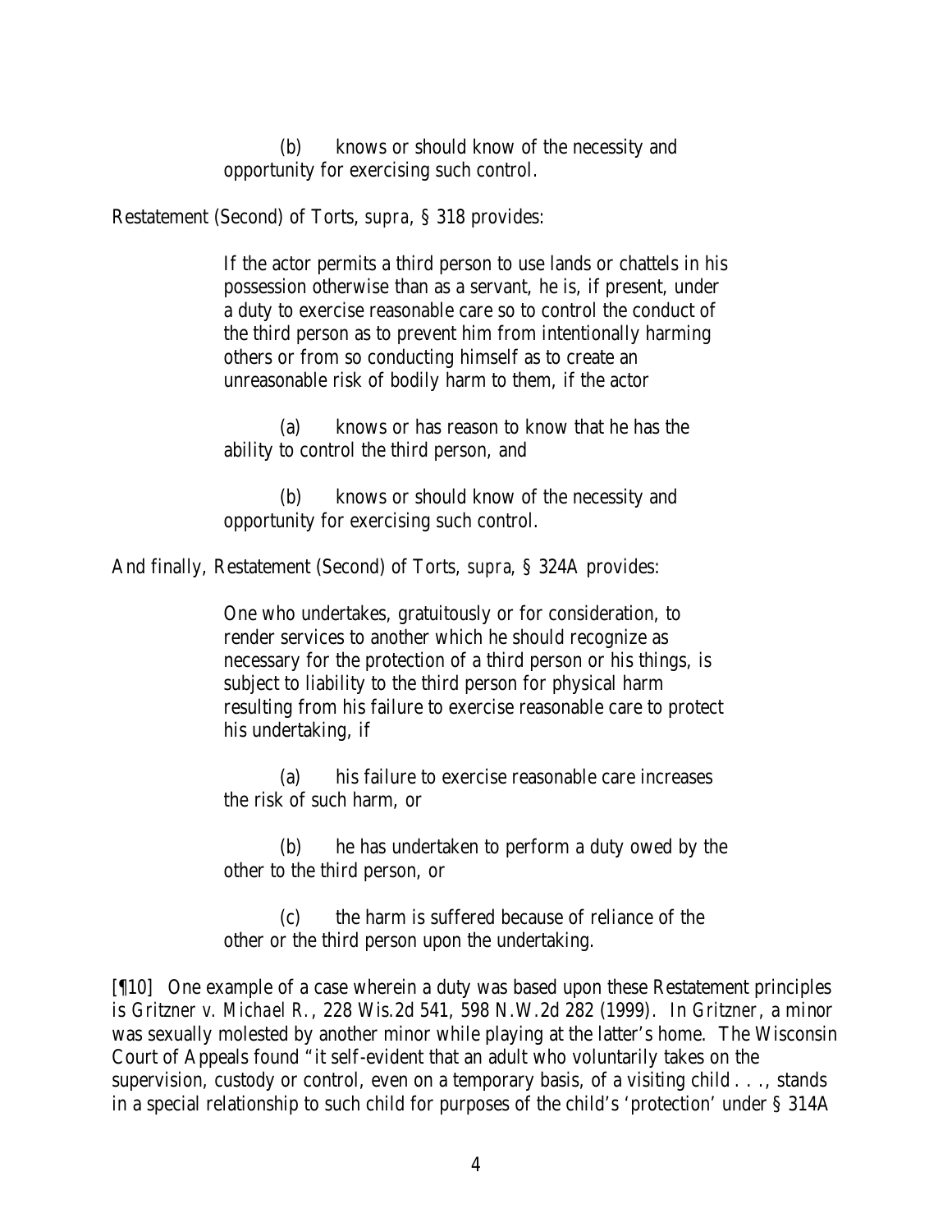> (b) knows or should know of the necessity and opportunity for exercising such control.

Restatement (Second) of Torts, *supra,* § 318 provides:

> If the actor permits a third person to use lands or chattels in his possession otherwise than as a servant, he is, if present, under a duty to exercise reasonable care so to control the conduct of the third person as to prevent him from intentionally harming others or from so conducting himself as to create an unreasonable risk of bodily harm to them, if the actor
>
> (a) knows or has reason to know that he has the ability to control the third person, and
>
> (b) knows or should know of the necessity and opportunity for exercising such control.

And finally, Restatement (Second) of Torts, *supra*, § 324A provides:

> One who undertakes, gratuitously or for consideration, to render services to another which he should recognize as necessary for the protection of a third person or his things, is subject to liability to the third person for physical harm resulting from his failure to exercise reasonable care to protect his undertaking, if
>
> (a) his failure to exercise reasonable care increases the risk of such harm, or
>
> (b) he has undertaken to perform a duty owed by the other to the third person, or
>
> (c) the harm is suffered because of reliance of the other or the third person upon the undertaking.

[¶10] One example of a case wherein a duty was based upon these Restatement principles is *Gritzner v. Michael R.*, 228 Wis.2d 541, 598 N.W.2d 282 (1999). In *Gritzner*, a minor was sexually molested by another minor while playing at the latter's home. The Wisconsin Court of Appeals found "it self-evident that an adult who voluntarily takes on the supervision, custody or control, even on a temporary basis, of a visiting child . . ., stands in a special relationship to such child for purposes of the child's 'protection' under § 314A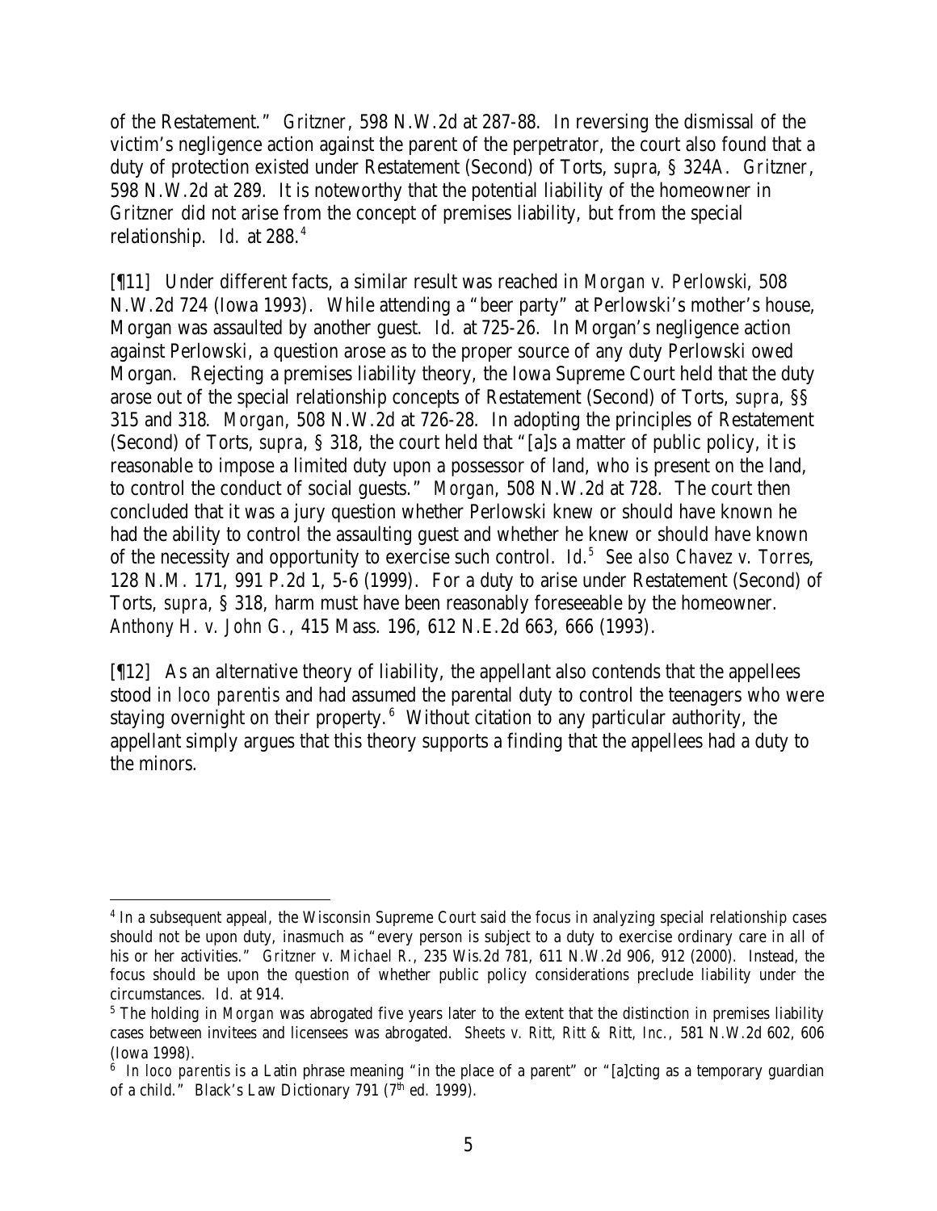of the Restatement." *Gritzner*, 598 N.W.2d at 287-88. In reversing the dismissal of the victim's negligence action against the parent of the perpetrator, the court also found that a duty of protection existed under Restatement (Second) of Torts, *supra*, § 324A. *Gritzner*, 598 N.W.2d at 289. It is noteworthy that the potential liability of the homeowner in *Gritzner* did not arise from the concept of premises liability, but from the special relationship. *Id.* at 288.[4]

[¶11] Under different facts, a similar result was reached in *Morgan v. Perlowski*, 508 N.W.2d 724 (Iowa 1993). While attending a "beer party" at Perlowski's mother's house, Morgan was assaulted by another guest. *Id.* at 725-26. In Morgan's negligence action against Perlowski, a question arose as to the proper source of any duty Perlowski owed Morgan. Rejecting a premises liability theory, the Iowa Supreme Court held that the duty arose out of the special relationship concepts of Restatement (Second) of Torts, *supra*, §§ 315 and 318. *Morgan*, 508 N.W.2d at 726-28. In adopting the principles of Restatement (Second) of Torts, *supra*, § 318, the court held that "[a]s a matter of public policy, it is reasonable to impose a limited duty upon a possessor of land, who is present on the land, to control the conduct of social guests." *Morgan*, 508 N.W.2d at 728. The court then concluded that it was a jury question whether Perlowski knew or should have known he had the ability to control the assaulting guest and whether he knew or should have known of the necessity and opportunity to exercise such control. *Id.*[5] *See also Chavez v. Torres*, 128 N.M. 171, 991 P.2d 1, 5-6 (1999). For a duty to arise under Restatement (Second) of Torts, *supra*, § 318, harm must have been reasonably foreseeable by the homeowner. *Anthony H. v. John G.*, 415 Mass. 196, 612 N.E.2d 663, 666 (1993).

[¶12] As an alternative theory of liability, the appellant also contends that the appellees stood *in loco parentis* and had assumed the parental duty to control the teenagers who were staying overnight on their property.[6] Without citation to any particular authority, the appellant simply argues that this theory supports a finding that the appellees had a duty to the minors.

---

[4] In a subsequent appeal, the Wisconsin Supreme Court said the focus in analyzing special relationship cases should not be upon duty, inasmuch as "every person is subject to a duty to exercise ordinary care in all of his or her activities." *Gritzner v. Michael R.*, 235 Wis.2d 781, 611 N.W.2d 906, 912 (2000). Instead, the focus should be upon the question of whether public policy considerations preclude liability under the circumstances. *Id.* at 914.

[5] The holding in *Morgan* was abrogated five years later to the extent that the distinction in premises liability cases between invitees and licensees was abrogated. *Sheets v. Ritt, Ritt & Ritt, Inc.*, 581 N.W.2d 602, 606 (Iowa 1998).

[6] *In loco parentis* is a Latin phrase meaning "in the place of a parent" or "[a]cting as a temporary guardian of a child." Black's Law Dictionary 791 (7th ed. 1999).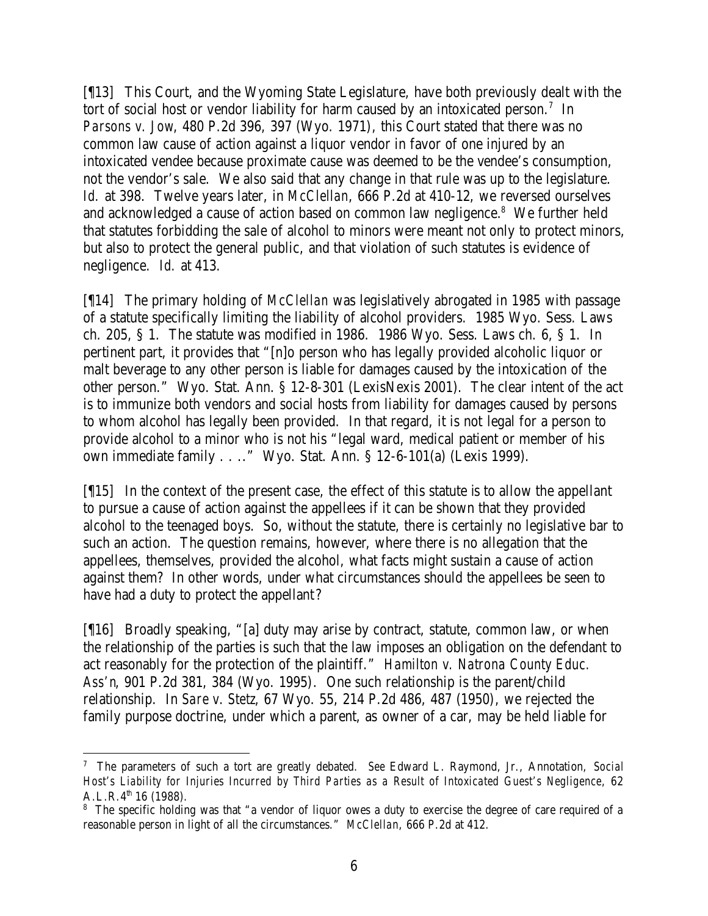[¶13] This Court, and the Wyoming State Legislature, have both previously dealt with the tort of social host or vendor liability for harm caused by an intoxicated person.[7] In *Parsons v. Jow*, 480 P.2d 396, 397 (Wyo. 1971), this Court stated that there was no common law cause of action against a liquor vendor in favor of one injured by an intoxicated vendee because proximate cause was deemed to be the vendee's consumption, not the vendor's sale. We also said that any change in that rule was up to the legislature. *Id.* at 398. Twelve years later, in *McClellan*, 666 P.2d at 410-12, we reversed ourselves and acknowledged a cause of action based on common law negligence.[8] We further held that statutes forbidding the sale of alcohol to minors were meant not only to protect minors, but also to protect the general public, and that violation of such statutes is evidence of negligence. *Id.* at 413.

[¶14] The primary holding of *McClellan* was legislatively abrogated in 1985 with passage of a statute specifically limiting the liability of alcohol providers. 1985 Wyo. Sess. Laws ch. 205, § 1. The statute was modified in 1986. 1986 Wyo. Sess. Laws ch. 6, § 1. In pertinent part, it provides that "[n]o person who has legally provided alcoholic liquor or malt beverage to any other person is liable for damages caused by the intoxication of the other person." Wyo. Stat. Ann. § 12-8-301 (LexisNexis 2001). The clear intent of the act is to immunize both vendors and social hosts from liability for damages caused by persons to whom alcohol has legally been provided. In that regard, it is not legal for a person to provide alcohol to a minor who is not his "legal ward, medical patient or member of his own immediate family . . .." Wyo. Stat. Ann. § 12-6-101(a) (Lexis 1999).

[¶15] In the context of the present case, the effect of this statute is to allow the appellant to pursue a cause of action against the appellees if it can be shown that they provided alcohol to the teenaged boys. So, without the statute, there is certainly no legislative bar to such an action. The question remains, however, where there is no allegation that the appellees, themselves, provided the alcohol, what facts might sustain a cause of action against them? In other words, under what circumstances should the appellees be seen to have had a duty to protect the appellant?

[¶16] Broadly speaking, "[a] duty may arise by contract, statute, common law, or when the relationship of the parties is such that the law imposes an obligation on the defendant to act reasonably for the protection of the plaintiff." *Hamilton v. Natrona County Educ. Ass'n*, 901 P.2d 381, 384 (Wyo. 1995). One such relationship is the parent/child relationship. In *Sare v. Stetz*, 67 Wyo. 55, 214 P.2d 486, 487 (1950), we rejected the family purpose doctrine, under which a parent, as owner of a car, may be held liable for

---

[7] The parameters of such a tort are greatly debated. *See* Edward L. Raymond, Jr., Annotation, *Social Host's Liability for Injuries Incurred by Third Parties as a Result of Intoxicated Guest's Negligence*, 62 A.L.R.4th 16 (1988).

[8] The specific holding was that "a vendor of liquor owes a duty to exercise the degree of care required of a reasonable person in light of all the circumstances." *McClellan*, 666 P.2d at 412.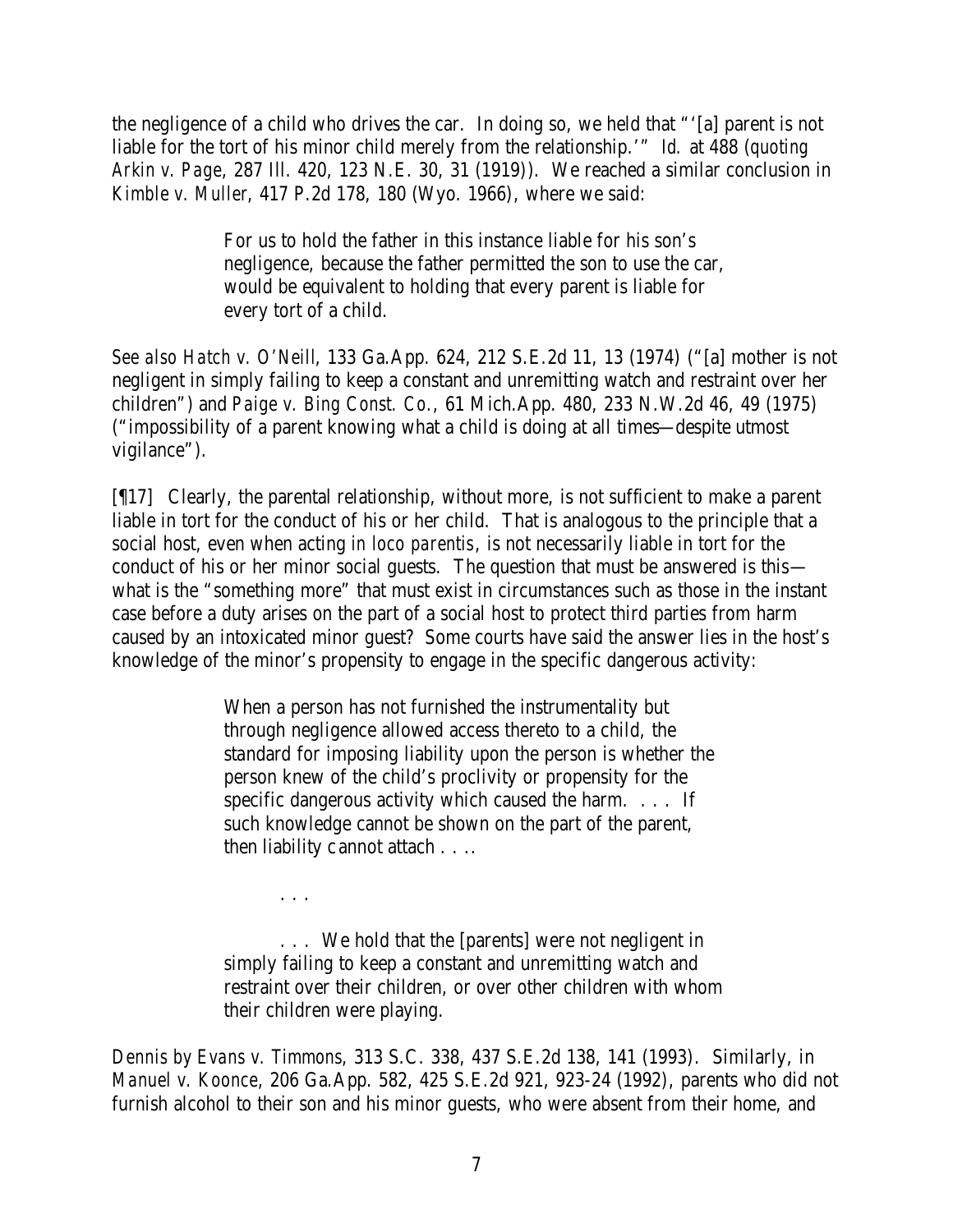the negligence of a child who drives the car. In doing so, we held that "'[a] parent is not liable for the tort of his minor child merely from the relationship.'" *Id.* at 488 (*quoting Arkin v. Page*, 287 Ill. 420, 123 N.E. 30, 31 (1919)). We reached a similar conclusion in *Kimble v. Muller*, 417 P.2d 178, 180 (Wyo. 1966), where we said:

> For us to hold the father in this instance liable for his son's negligence, because the father permitted the son to use the car, would be equivalent to holding that every parent is liable for every tort of a child.

*See also Hatch v. O'Neill*, 133 Ga.App. 624, 212 S.E.2d 11, 13 (1974) ("[a] mother is not negligent in simply failing to keep a constant and unremitting watch and restraint over her children") and *Paige v. Bing Const. Co.*, 61 Mich.App. 480, 233 N.W.2d 46, 49 (1975) ("impossibility of a parent knowing what a child is doing at all times—despite utmost vigilance").

[¶17] Clearly, the parental relationship, without more, is not sufficient to make a parent liable in tort for the conduct of his or her child. That is analogous to the principle that a social host, even when acting *in loco parentis*, is not necessarily liable in tort for the conduct of his or her minor social guests. The question that must be answered is this—what is the "something more" that must exist in circumstances such as those in the instant case before a duty arises on the part of a social host to protect third parties from harm caused by an intoxicated minor guest? Some courts have said the answer lies in the host's knowledge of the minor's propensity to engage in the specific dangerous activity:

> When a person has not furnished the instrumentality but through negligence allowed access thereto to a child, the standard for imposing liability upon the person is whether the person knew of the child's proclivity or propensity for the specific dangerous activity which caused the harm. . . . If such knowledge cannot be shown on the part of the parent, then liability cannot attach . . ..
>
> . . .
>
> . . . We hold that the [parents] were not negligent in simply failing to keep a constant and unremitting watch and restraint over their children, or over other children with whom their children were playing.

*Dennis by Evans v. Timmons*, 313 S.C. 338, 437 S.E.2d 138, 141 (1993). Similarly, in *Manuel v. Koonce*, 206 Ga.App. 582, 425 S.E.2d 921, 923-24 (1992), parents who did not furnish alcohol to their son and his minor guests, who were absent from their home, and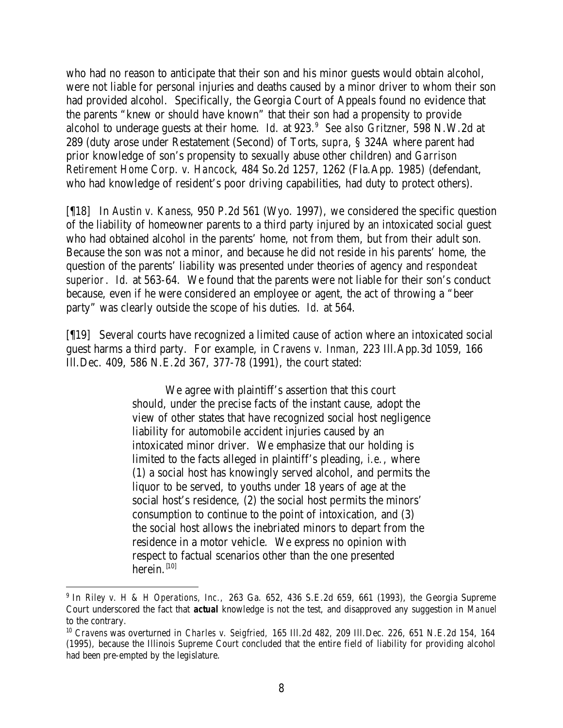who had no reason to anticipate that their son and his minor guests would obtain alcohol, were not liable for personal injuries and deaths caused by a minor driver to whom their son had provided alcohol. Specifically, the Georgia Court of Appeals found no evidence that the parents "knew or should have known" that their son had a propensity to provide alcohol to underage guests at their home. *Id.* at 923.[9] *See also Gritzner*, 598 N.W.2d at 289 (duty arose under Restatement (Second) of Torts, *supra*, § 324A where parent had prior knowledge of son's propensity to sexually abuse other children) and *Garrison Retirement Home Corp. v. Hancock*, 484 So.2d 1257, 1262 (Fla.App. 1985) (defendant, who had knowledge of resident's poor driving capabilities, had duty to protect others).

[¶18] In *Austin v. Kaness*, 950 P.2d 561 (Wyo. 1997), we considered the specific question of the liability of homeowner parents to a third party injured by an intoxicated social guest who had obtained alcohol in the parents' home, not from them, but from their adult son. Because the son was not a minor, and because he did not reside in his parents' home, the question of the parents' liability was presented under theories of agency and *respondeat superior*. *Id.* at 563-64. We found that the parents were not liable for their son's conduct because, even if he were considered an employee or agent, the act of throwing a "beer party" was clearly outside the scope of his duties. *Id.* at 564.

[¶19] Several courts have recognized a limited cause of action where an intoxicated social guest harms a third party. For example, in *Cravens v. Inman*, 223 Ill.App.3d 1059, 166 Ill.Dec. 409, 586 N.E.2d 367, 377-78 (1991), the court stated:

> We agree with plaintiff's assertion that this court should, under the precise facts of the instant cause, adopt the view of other states that have recognized social host negligence liability for automobile accident injuries caused by an intoxicated minor driver. We emphasize that our holding is limited to the facts alleged in plaintiff's pleading, *i.e.*, where (1) a social host has knowingly served alcohol, and permits the liquor to be served, to youths under 18 years of age at the social host's residence, (2) the social host permits the minors' consumption to continue to the point of intoxication, and (3) the social host allows the inebriated minors to depart from the residence in a motor vehicle. We express no opinion with respect to factual scenarios other than the one presented herein.[10]

---

[9] In *Riley v. H & H Operations, Inc.,* 263 Ga. 652, 436 S.E.2d 659, 661 (1993), the Georgia Supreme Court underscored the fact that ***actual*** knowledge is not the test, and disapproved any suggestion in *Manuel* to the contrary.

[10] *Cravens* was overturned in *Charles v. Seigfried,* 165 Ill.2d 482, 209 Ill.Dec. 226, 651 N.E.2d 154, 164 (1995), because the Illinois Supreme Court concluded that the entire field of liability for providing alcohol had been pre-empted by the legislature.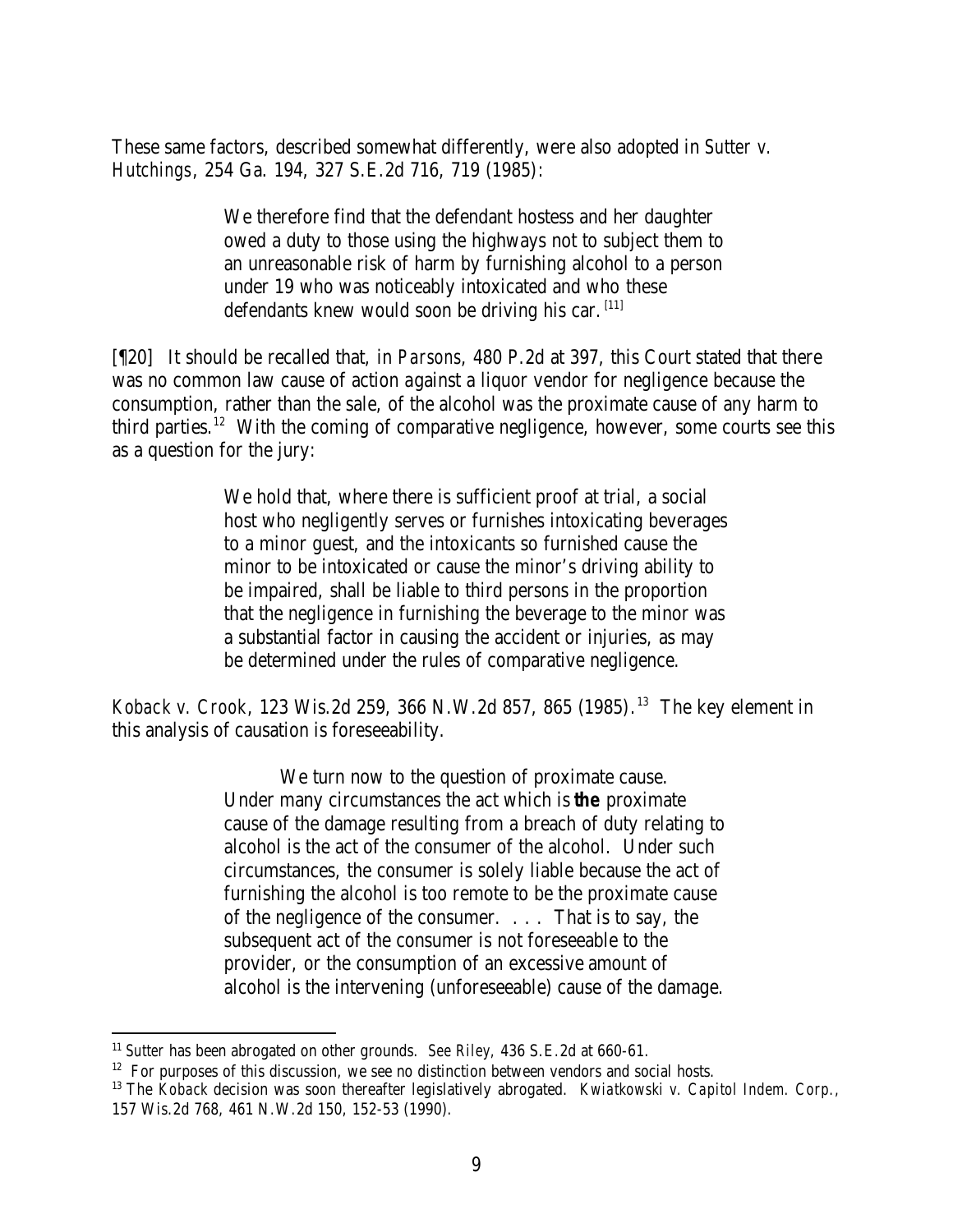These same factors, described somewhat differently, were also adopted in *Sutter v. Hutchings*, 254 Ga. 194, 327 S.E.2d 716, 719 (1985):

> We therefore find that the defendant hostess and her daughter owed a duty to those using the highways not to subject them to an unreasonable risk of harm by furnishing alcohol to a person under 19 who was noticeably intoxicated and who these defendants knew would soon be driving his car.[11]

[¶20] It should be recalled that, in *Parsons*, 480 P.2d at 397, this Court stated that there was no common law cause of action against a liquor vendor for negligence because the consumption, rather than the sale, of the alcohol was the proximate cause of any harm to third parties.[12] With the coming of comparative negligence, however, some courts see this as a question for the jury:

> We hold that, where there is sufficient proof at trial, a social host who negligently serves or furnishes intoxicating beverages to a minor guest, and the intoxicants so furnished cause the minor to be intoxicated or cause the minor's driving ability to be impaired, shall be liable to third persons in the proportion that the negligence in furnishing the beverage to the minor was a substantial factor in causing the accident or injuries, as may be determined under the rules of comparative negligence.

*Koback v. Crook*, 123 Wis.2d 259, 366 N.W.2d 857, 865 (1985).[13] The key element in this analysis of causation is foreseeability.

> We turn now to the question of proximate cause. Under many circumstances the act which is **the** proximate cause of the damage resulting from a breach of duty relating to alcohol is the act of the consumer of the alcohol. Under such circumstances, the consumer is solely liable because the act of furnishing the alcohol is too remote to be the proximate cause of the negligence of the consumer. . . . That is to say, the subsequent act of the consumer is not foreseeable to the provider, or the consumption of an excessive amount of alcohol is the intervening (unforeseeable) cause of the damage.

---

[11] Sutter has been abrogated on other grounds. *See Riley*, 436 S.E.2d at 660-61.

[12] For purposes of this discussion, we see no distinction between vendors and social hosts.

[13] The *Koback* decision was soon thereafter legislatively abrogated. *Kwiatkowski v. Capitol Indem. Corp.*, 157 Wis.2d 768, 461 N.W.2d 150, 152-53 (1990).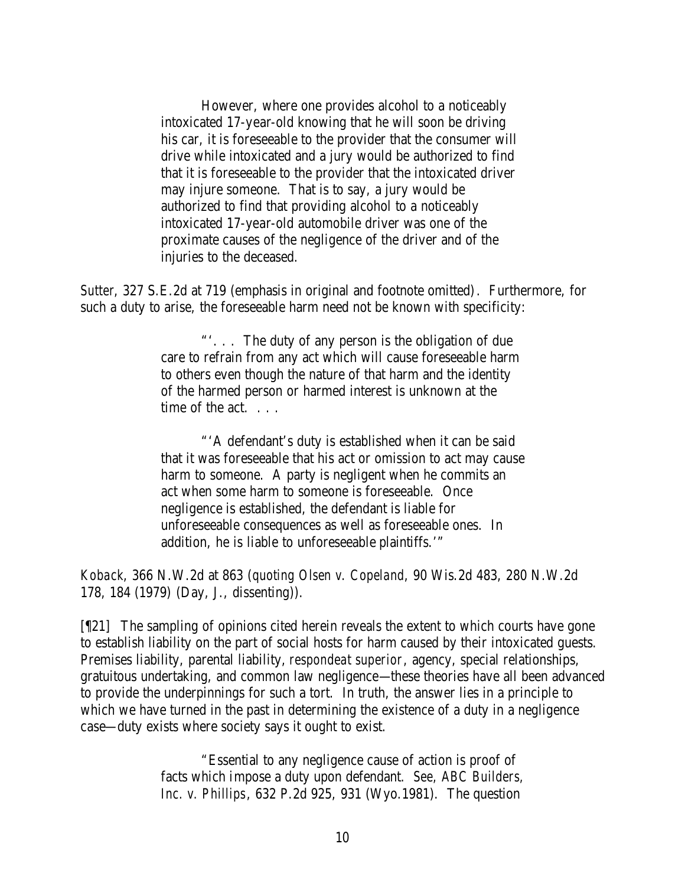> However, where one provides alcohol to a noticeably intoxicated 17-year-old knowing that he will soon be driving his car, it is foreseeable to the provider that the consumer will drive while intoxicated and a jury would be authorized to find that it is foreseeable to the provider that the intoxicated driver may injure someone. That is to say, a jury would be authorized to find that providing alcohol to a noticeably intoxicated 17-year-old automobile driver was one of the proximate causes of the negligence of the driver and of the injuries to the deceased.

*Sutter*, 327 S.E.2d at 719 (emphasis in original and footnote omitted). Furthermore, for such a duty to arise, the foreseeable harm need not be known with specificity:

> "'. . . The duty of any person is the obligation of due care to refrain from any act which will cause foreseeable harm to others even though the nature of that harm and the identity of the harmed person or harmed interest is unknown at the time of the act. . . .
>
> "'A defendant's duty is established when it can be said that it was foreseeable that his act or omission to act may cause harm to someone. A party is negligent when he commits an act when some harm to someone is foreseeable. Once negligence is established, the defendant is liable for unforeseeable consequences as well as foreseeable ones. In addition, he is liable to unforeseeable plaintiffs.'"

*Koback*, 366 N.W.2d at 863 (*quoting Olsen v. Copeland*, 90 Wis.2d 483, 280 N.W.2d 178, 184 (1979) (Day, J., dissenting)).

[¶21] The sampling of opinions cited herein reveals the extent to which courts have gone to establish liability on the part of social hosts for harm caused by their intoxicated guests. Premises liability, parental liability, *respondeat superior*, agency, special relationships, gratuitous undertaking, and common law negligence—these theories have all been advanced to provide the underpinnings for such a tort. In truth, the answer lies in a principle to which we have turned in the past in determining the existence of a duty in a negligence case—duty exists where society says it ought to exist.

> "Essential to any negligence cause of action is proof of facts which impose a duty upon defendant. *See, ABC Builders, Inc. v. Phillips*, 632 P.2d 925, 931 (Wyo.1981). The question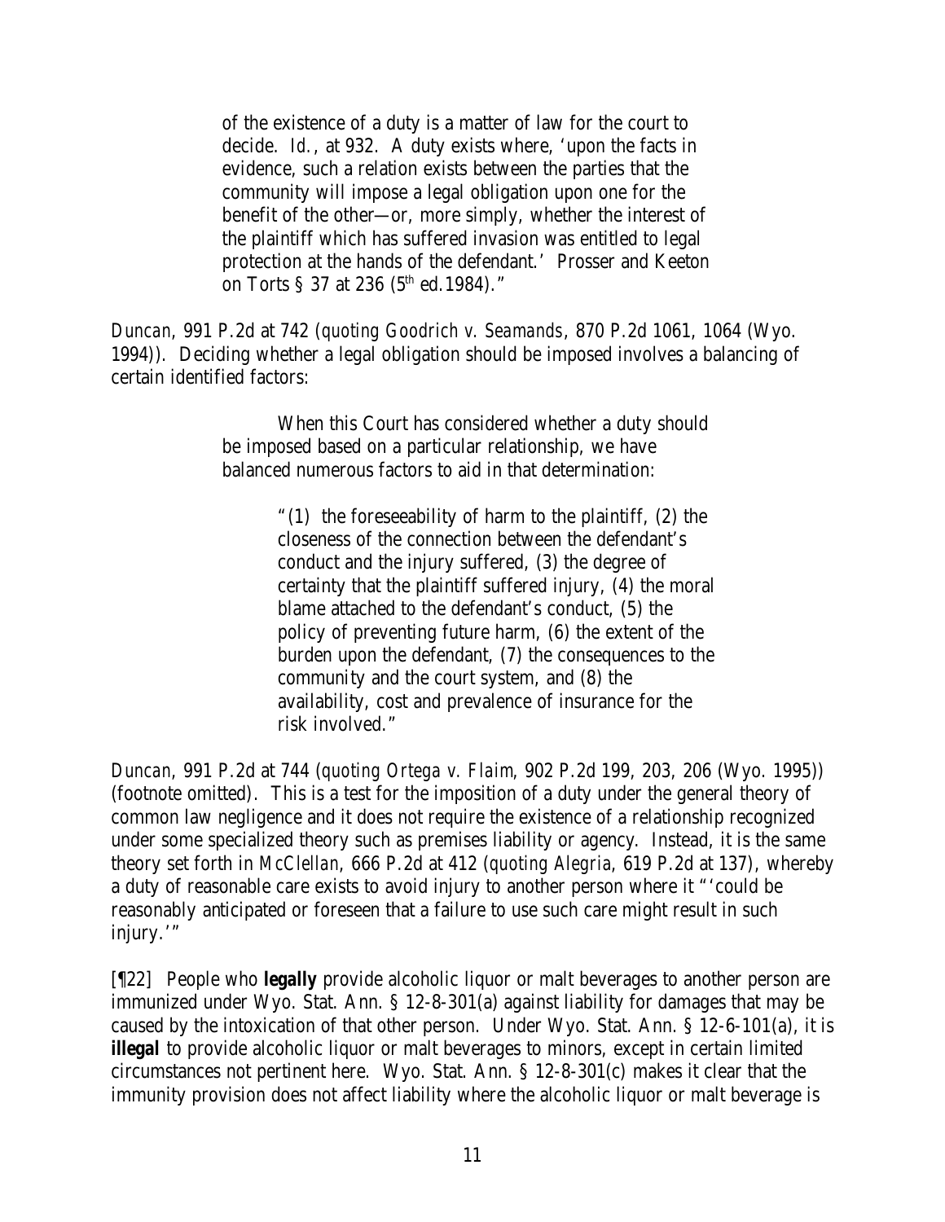> of the existence of a duty is a matter of law for the court to decide. *Id.*, at 932. A duty exists where, 'upon the facts in evidence, such a relation exists between the parties that the community will impose a legal obligation upon one for the benefit of the other—or, more simply, whether the interest of the plaintiff which has suffered invasion was entitled to legal protection at the hands of the defendant.' Prosser and Keeton on Torts § 37 at 236 (5th ed.1984)."

*Duncan*, 991 P.2d at 742 (*quoting Goodrich v. Seamands*, 870 P.2d 1061, 1064 (Wyo. 1994)). Deciding whether a legal obligation should be imposed involves a balancing of certain identified factors:

> When this Court has considered whether a duty should be imposed based on a particular relationship, we have balanced numerous factors to aid in that determination:
>
> > "(1) the foreseeability of harm to the plaintiff, (2) the closeness of the connection between the defendant's conduct and the injury suffered, (3) the degree of certainty that the plaintiff suffered injury, (4) the moral blame attached to the defendant's conduct, (5) the policy of preventing future harm, (6) the extent of the burden upon the defendant, (7) the consequences to the community and the court system, and (8) the availability, cost and prevalence of insurance for the risk involved."

*Duncan*, 991 P.2d at 744 (*quoting Ortega v. Flaim*, 902 P.2d 199, 203, 206 (Wyo. 1995)) (footnote omitted). This is a test for the imposition of a duty under the general theory of common law negligence and it does not require the existence of a relationship recognized under some specialized theory such as premises liability or agency. Instead, it is the same theory set forth in *McClellan*, 666 P.2d at 412 (*quoting Alegria*, 619 P.2d at 137), whereby a duty of reasonable care exists to avoid injury to another person where it "'could be reasonably anticipated or foreseen that a failure to use such care might result in such injury.'"

[¶22] People who **legally** provide alcoholic liquor or malt beverages to another person are immunized under Wyo. Stat. Ann. § 12-8-301(a) against liability for damages that may be caused by the intoxication of that other person. Under Wyo. Stat. Ann. § 12-6-101(a), it is **illegal** to provide alcoholic liquor or malt beverages to minors, except in certain limited circumstances not pertinent here. Wyo. Stat. Ann. § 12-8-301(c) makes it clear that the immunity provision does not affect liability where the alcoholic liquor or malt beverage is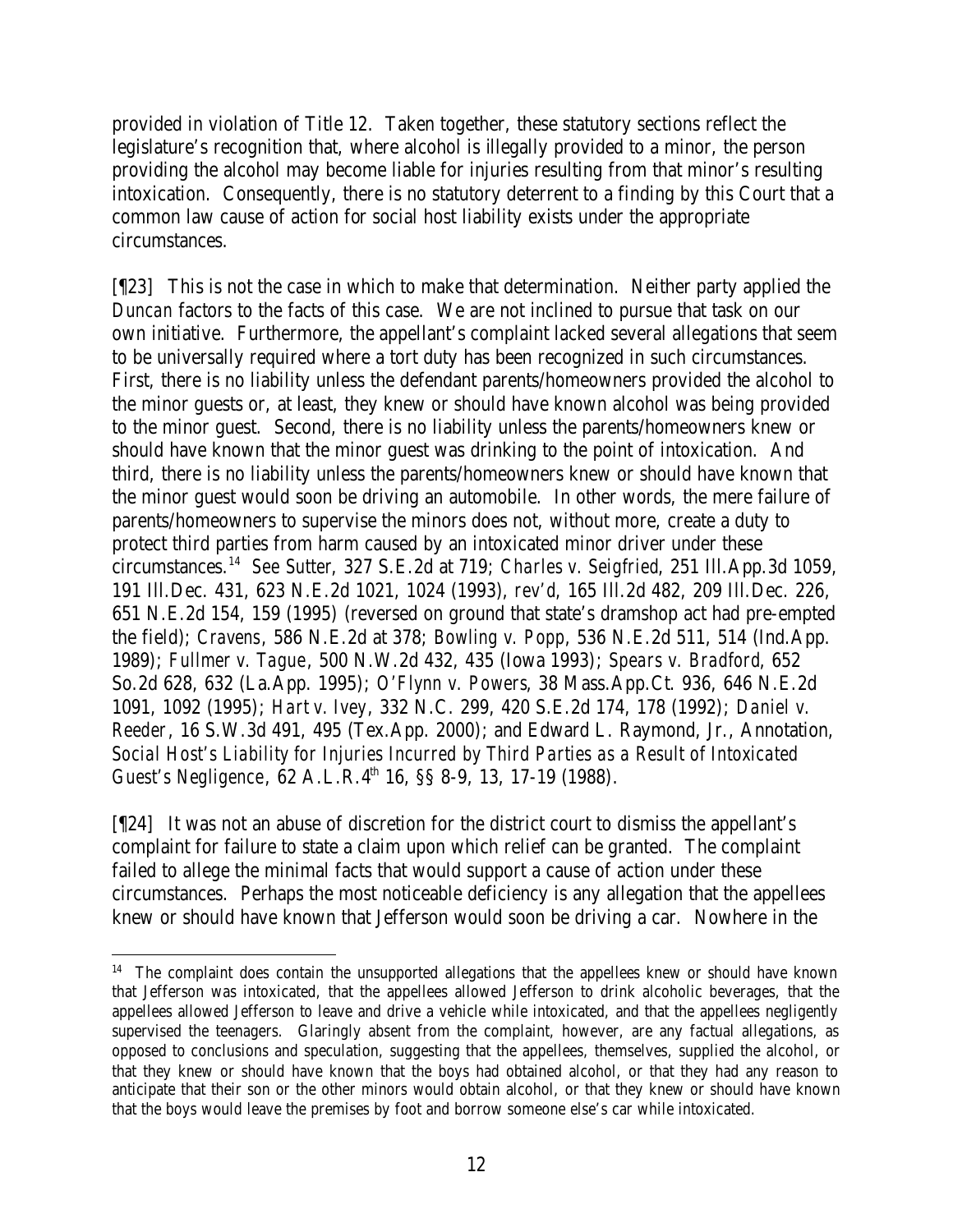provided in violation of Title 12. Taken together, these statutory sections reflect the legislature's recognition that, where alcohol is illegally provided to a minor, the person providing the alcohol may become liable for injuries resulting from that minor's resulting intoxication. Consequently, there is no statutory deterrent to a finding by this Court that a common law cause of action for social host liability exists under the appropriate circumstances.

[¶23] This is not the case in which to make that determination. Neither party applied the *Duncan* factors to the facts of this case. We are not inclined to pursue that task on our own initiative. Furthermore, the appellant's complaint lacked several allegations that seem to be universally required where a tort duty has been recognized in such circumstances. First, there is no liability unless the defendant parents/homeowners provided the alcohol to the minor guests or, at least, they knew or should have known alcohol was being provided to the minor guest. Second, there is no liability unless the parents/homeowners knew or should have known that the minor guest was drinking to the point of intoxication. And third, there is no liability unless the parents/homeowners knew or should have known that the minor guest would soon be driving an automobile. In other words, the mere failure of parents/homeowners to supervise the minors does not, without more, create a duty to protect third parties from harm caused by an intoxicated minor driver under these circumstances.[14] *See Sutter*, 327 S.E.2d at 719; *Charles v. Seigfried*, 251 Ill.App.3d 1059, 191 Ill.Dec. 431, 623 N.E.2d 1021, 1024 (1993), *rev'd*, 165 Ill.2d 482, 209 Ill.Dec. 226, 651 N.E.2d 154, 159 (1995) (reversed on ground that state's dramshop act had pre-empted the field); *Cravens*, 586 N.E.2d at 378; *Bowling v. Popp*, 536 N.E.2d 511, 514 (Ind.App. 1989); *Fullmer v. Tague*, 500 N.W.2d 432, 435 (Iowa 1993); *Spears v. Bradford*, 652 So.2d 628, 632 (La.App. 1995); *O'Flynn v. Powers*, 38 Mass.App.Ct. 936, 646 N.E.2d 1091, 1092 (1995); *Hart v. Ivey*, 332 N.C. 299, 420 S.E.2d 174, 178 (1992); *Daniel v. Reeder*, 16 S.W.3d 491, 495 (Tex.App. 2000); and Edward L. Raymond, Jr., Annotation, *Social Host's Liability for Injuries Incurred by Third Parties as a Result of Intoxicated Guest's Negligence*, 62 A.L.R.4th 16, §§ 8-9, 13, 17-19 (1988).

[¶24] It was not an abuse of discretion for the district court to dismiss the appellant's complaint for failure to state a claim upon which relief can be granted. The complaint failed to allege the minimal facts that would support a cause of action under these circumstances. Perhaps the most noticeable deficiency is any allegation that the appellees knew or should have known that Jefferson would soon be driving a car. Nowhere in the

---

[14] The complaint does contain the unsupported allegations that the appellees knew or should have known that Jefferson was intoxicated, that the appellees allowed Jefferson to drink alcoholic beverages, that the appellees allowed Jefferson to leave and drive a vehicle while intoxicated, and that the appellees negligently supervised the teenagers. Glaringly absent from the complaint, however, are any factual allegations, as opposed to conclusions and speculation, suggesting that the appellees, themselves, supplied the alcohol, or that they knew or should have known that the boys had obtained alcohol, or that they had any reason to anticipate that their son or the other minors would obtain alcohol, or that they knew or should have known that the boys would leave the premises by foot and borrow someone else's car while intoxicated.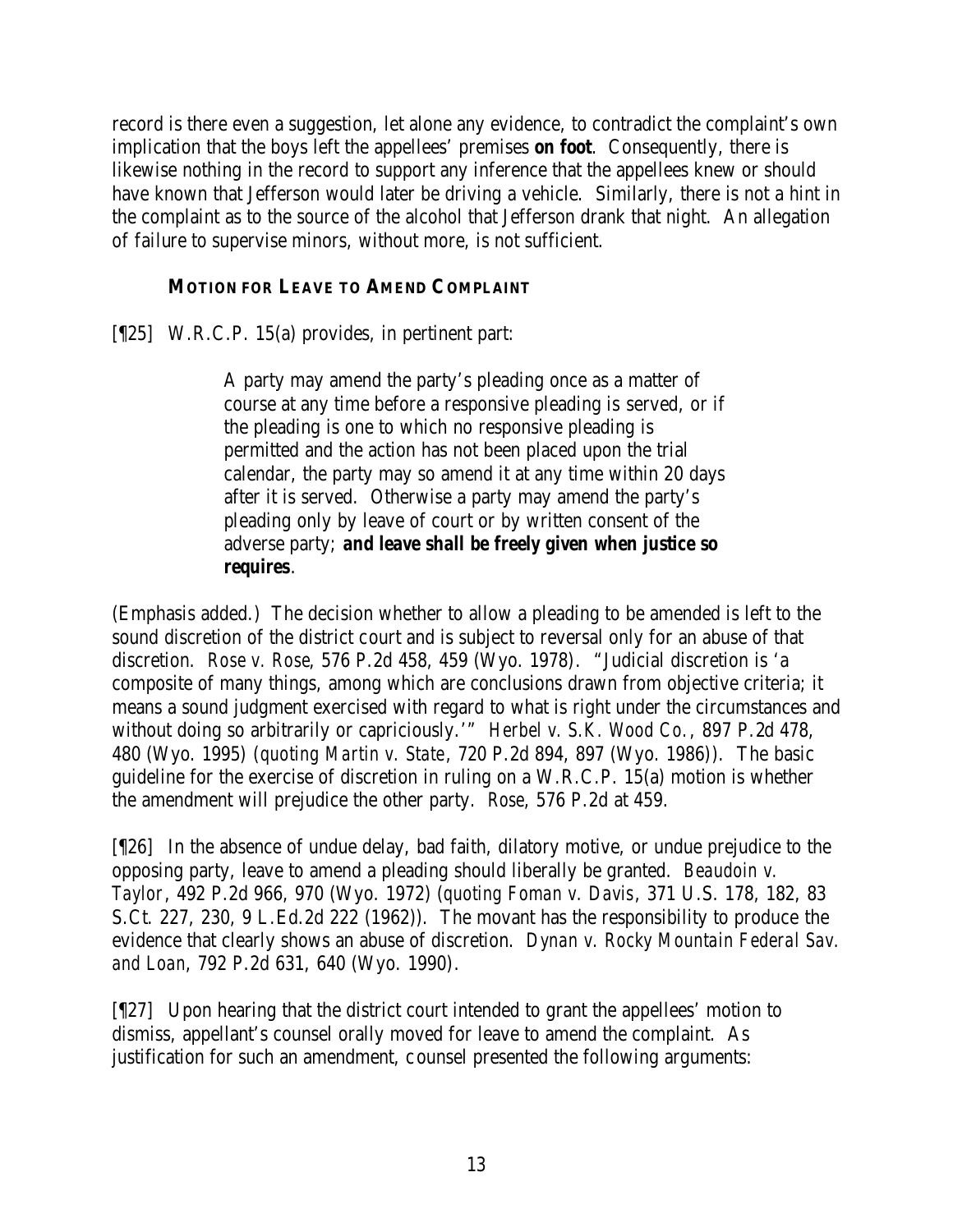record is there even a suggestion, let alone any evidence, to contradict the complaint's own implication that the boys left the appellees' premises **on foot**. Consequently, there is likewise nothing in the record to support any inference that the appellees knew or should have known that Jefferson would later be driving a vehicle. Similarly, there is not a hint in the complaint as to the source of the alcohol that Jefferson drank that night. An allegation of failure to supervise minors, without more, is not sufficient.

### MOTION FOR LEAVE TO AMEND COMPLAINT

[¶25] W.R.C.P. 15(a) provides, in pertinent part:

> A party may amend the party's pleading once as a matter of course at any time before a responsive pleading is served, or if the pleading is one to which no responsive pleading is permitted and the action has not been placed upon the trial calendar, the party may so amend it at any time within 20 days after it is served. Otherwise a party may amend the party's pleading only by leave of court or by written consent of the adverse party; **and leave shall be freely given when justice so requires**.

(Emphasis added.) The decision whether to allow a pleading to be amended is left to the sound discretion of the district court and is subject to reversal only for an abuse of that discretion. *Rose v. Rose*, 576 P.2d 458, 459 (Wyo. 1978). "Judicial discretion is 'a composite of many things, among which are conclusions drawn from objective criteria; it means a sound judgment exercised with regard to what is right under the circumstances and without doing so arbitrarily or capriciously.'" *Herbel v. S.K. Wood Co.*, 897 P.2d 478, 480 (Wyo. 1995) (*quoting Martin v. State*, 720 P.2d 894, 897 (Wyo. 1986)). The basic guideline for the exercise of discretion in ruling on a W.R.C.P. 15(a) motion is whether the amendment will prejudice the other party. *Rose*, 576 P.2d at 459.

[¶26] In the absence of undue delay, bad faith, dilatory motive, or undue prejudice to the opposing party, leave to amend a pleading should liberally be granted. *Beaudoin v. Taylor*, 492 P.2d 966, 970 (Wyo. 1972) (*quoting Foman v. Davis*, 371 U.S. 178, 182, 83 S.Ct. 227, 230, 9 L.Ed.2d 222 (1962)). The movant has the responsibility to produce the evidence that clearly shows an abuse of discretion. *Dynan v. Rocky Mountain Federal Sav. and Loan*, 792 P.2d 631, 640 (Wyo. 1990).

[¶27] Upon hearing that the district court intended to grant the appellees' motion to dismiss, appellant's counsel orally moved for leave to amend the complaint. As justification for such an amendment, counsel presented the following arguments: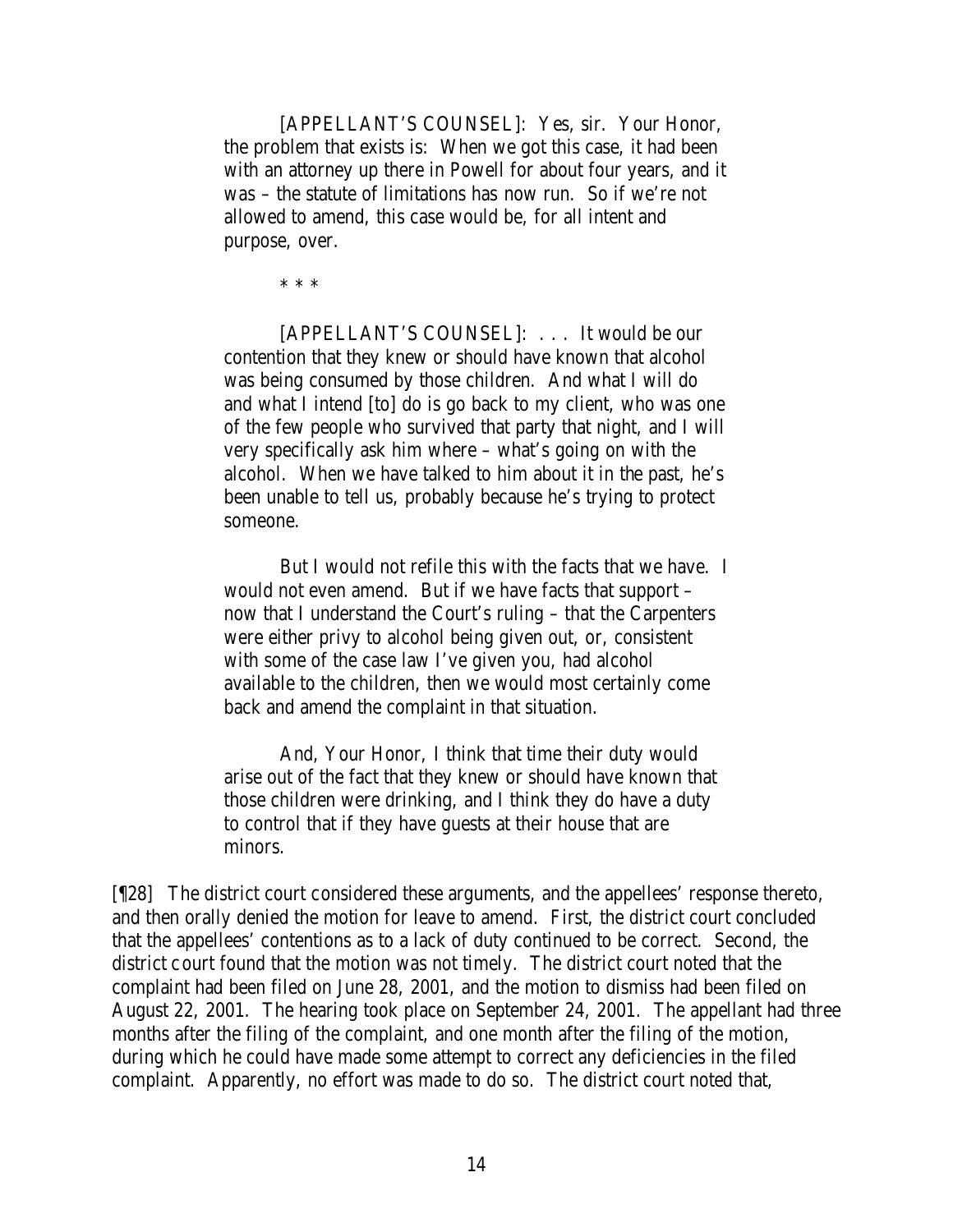> [APPELLANT'S COUNSEL]: Yes, sir. Your Honor, the problem that exists is: When we got this case, it had been with an attorney up there in Powell for about four years, and it was – the statute of limitations has now run. So if we're not allowed to amend, this case would be, for all intent and purpose, over.
>
> \* \* \*
>
> [APPELLANT'S COUNSEL]: . . . It would be our contention that they knew or should have known that alcohol was being consumed by those children. And what I will do and what I intend [to] do is go back to my client, who was one of the few people who survived that party that night, and I will very specifically ask him where – what's going on with the alcohol. When we have talked to him about it in the past, he's been unable to tell us, probably because he's trying to protect someone.
>
> But I would not refile this with the facts that we have. I would not even amend. But if we have facts that support – now that I understand the Court's ruling – that the Carpenters were either privy to alcohol being given out, or, consistent with some of the case law I've given you, had alcohol available to the children, then we would most certainly come back and amend the complaint in that situation.
>
> And, Your Honor, I think that time their duty would arise out of the fact that they knew or should have known that those children were drinking, and I think they do have a duty to control that if they have guests at their house that are minors.

[¶28] The district court considered these arguments, and the appellees' response thereto, and then orally denied the motion for leave to amend. First, the district court concluded that the appellees' contentions as to a lack of duty continued to be correct. Second, the district court found that the motion was not timely. The district court noted that the complaint had been filed on June 28, 2001, and the motion to dismiss had been filed on August 22, 2001. The hearing took place on September 24, 2001. The appellant had three months after the filing of the complaint, and one month after the filing of the motion, during which he could have made some attempt to correct any deficiencies in the filed complaint. Apparently, no effort was made to do so. The district court noted that,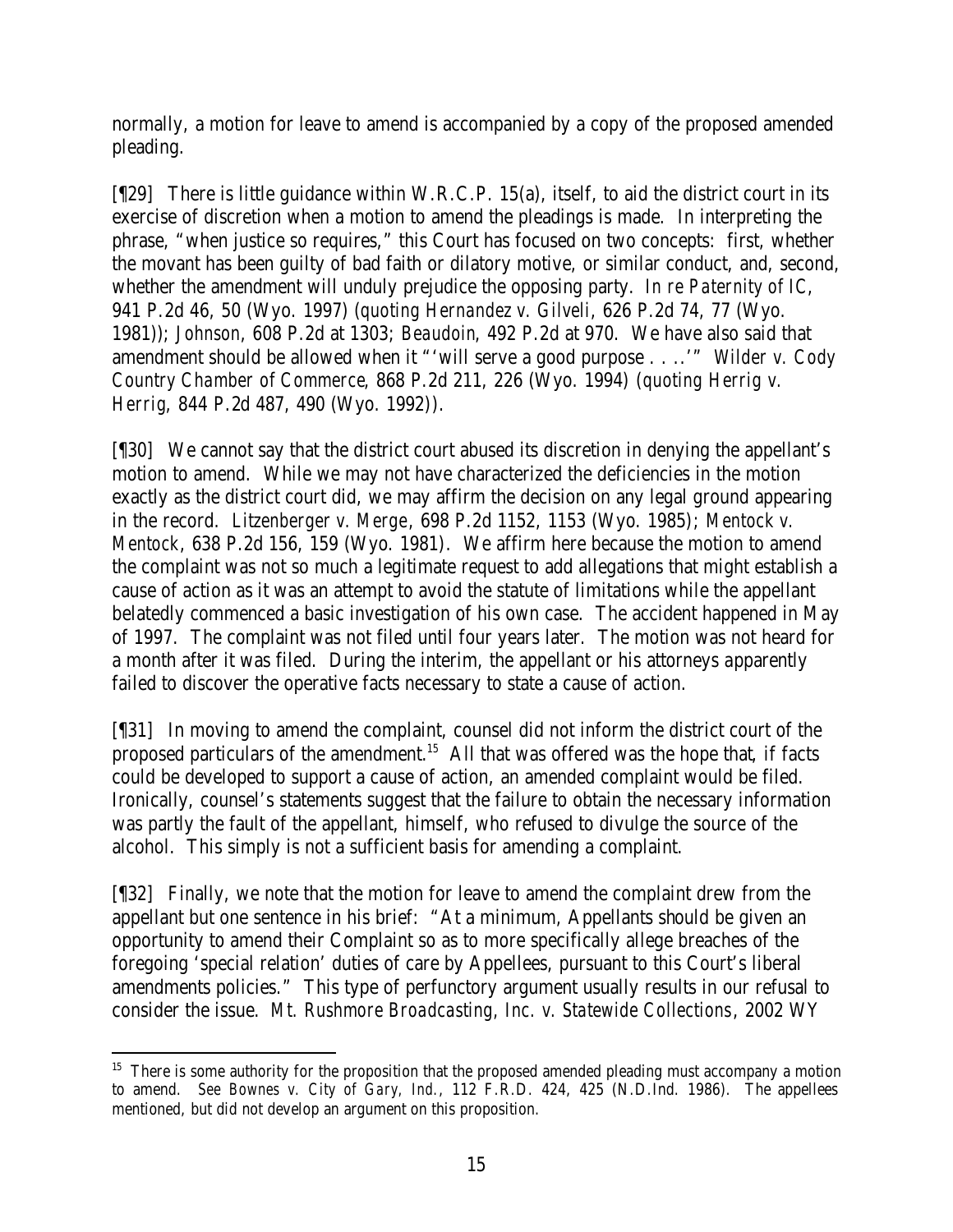normally, a motion for leave to amend is accompanied by a copy of the proposed amended pleading.

[¶29] There is little guidance within W.R.C.P. 15(a), itself, to aid the district court in its exercise of discretion when a motion to amend the pleadings is made. In interpreting the phrase, "when justice so requires," this Court has focused on two concepts: first, whether the movant has been guilty of bad faith or dilatory motive, or similar conduct, and, second, whether the amendment will unduly prejudice the opposing party. *In re Paternity of IC*, 941 P.2d 46, 50 (Wyo. 1997) (*quoting Hernandez v. Gilveli*, 626 P.2d 74, 77 (Wyo. 1981)); *Johnson*, 608 P.2d at 1303; *Beaudoin*, 492 P.2d at 970. We have also said that amendment should be allowed when it "'will serve a good purpose . . ..'" *Wilder v. Cody Country Chamber of Commerce*, 868 P.2d 211, 226 (Wyo. 1994) (*quoting Herrig v. Herrig*, 844 P.2d 487, 490 (Wyo. 1992)).

[¶30] We cannot say that the district court abused its discretion in denying the appellant's motion to amend. While we may not have characterized the deficiencies in the motion exactly as the district court did, we may affirm the decision on any legal ground appearing in the record. *Litzenberger v. Merge*, 698 P.2d 1152, 1153 (Wyo. 1985); *Mentock v. Mentock*, 638 P.2d 156, 159 (Wyo. 1981). We affirm here because the motion to amend the complaint was not so much a legitimate request to add allegations that might establish a cause of action as it was an attempt to avoid the statute of limitations while the appellant belatedly commenced a basic investigation of his own case. The accident happened in May of 1997. The complaint was not filed until four years later. The motion was not heard for a month after it was filed. During the interim, the appellant or his attorneys apparently failed to discover the operative facts necessary to state a cause of action.

[¶31] In moving to amend the complaint, counsel did not inform the district court of the proposed particulars of the amendment.[15] All that was offered was the hope that, if facts could be developed to support a cause of action, an amended complaint would be filed. Ironically, counsel's statements suggest that the failure to obtain the necessary information was partly the fault of the appellant, himself, who refused to divulge the source of the alcohol. This simply is not a sufficient basis for amending a complaint.

[¶32] Finally, we note that the motion for leave to amend the complaint drew from the appellant but one sentence in his brief: "At a minimum, Appellants should be given an opportunity to amend their Complaint so as to more specifically allege breaches of the foregoing 'special relation' duties of care by Appellees, pursuant to this Court's liberal amendments policies." This type of perfunctory argument usually results in our refusal to consider the issue. *Mt. Rushmore Broadcasting, Inc. v. Statewide Collections*, 2002 WY

---

[15] There is some authority for the proposition that the proposed amended pleading must accompany a motion to amend. *See Bownes v. City of Gary, Ind.*, 112 F.R.D. 424, 425 (N.D.Ind. 1986). The appellees mentioned, but did not develop an argument on this proposition.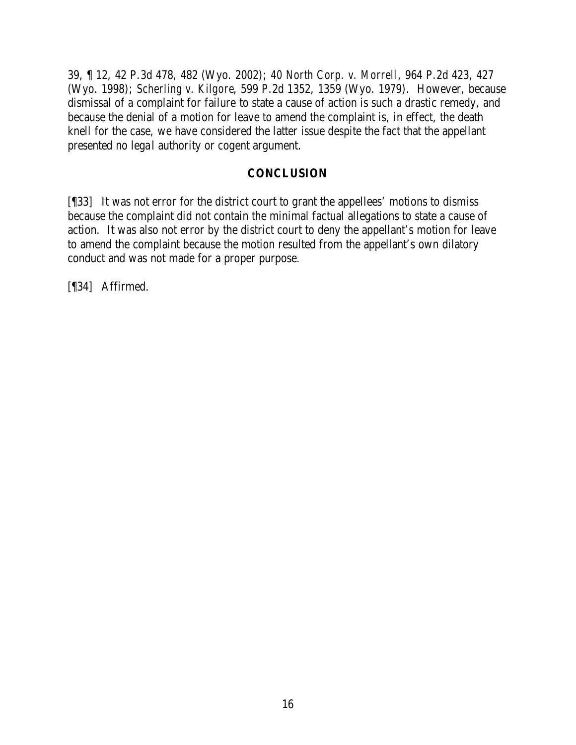39, ¶ 12, 42 P.3d 478, 482 (Wyo. 2002); *40 North Corp. v. Morrell*, 964 P.2d 423, 427 (Wyo. 1998); *Scherling v. Kilgore*, 599 P.2d 1352, 1359 (Wyo. 1979). However, because dismissal of a complaint for failure to state a cause of action is such a drastic remedy, and because the denial of a motion for leave to amend the complaint is, in effect, the death knell for the case, we have considered the latter issue despite the fact that the appellant presented no legal authority or cogent argument.

## CONCLUSION

[¶33] It was not error for the district court to grant the appellees' motions to dismiss because the complaint did not contain the minimal factual allegations to state a cause of action. It was also not error by the district court to deny the appellant's motion for leave to amend the complaint because the motion resulted from the appellant's own dilatory conduct and was not made for a proper purpose.

[¶34] Affirmed.